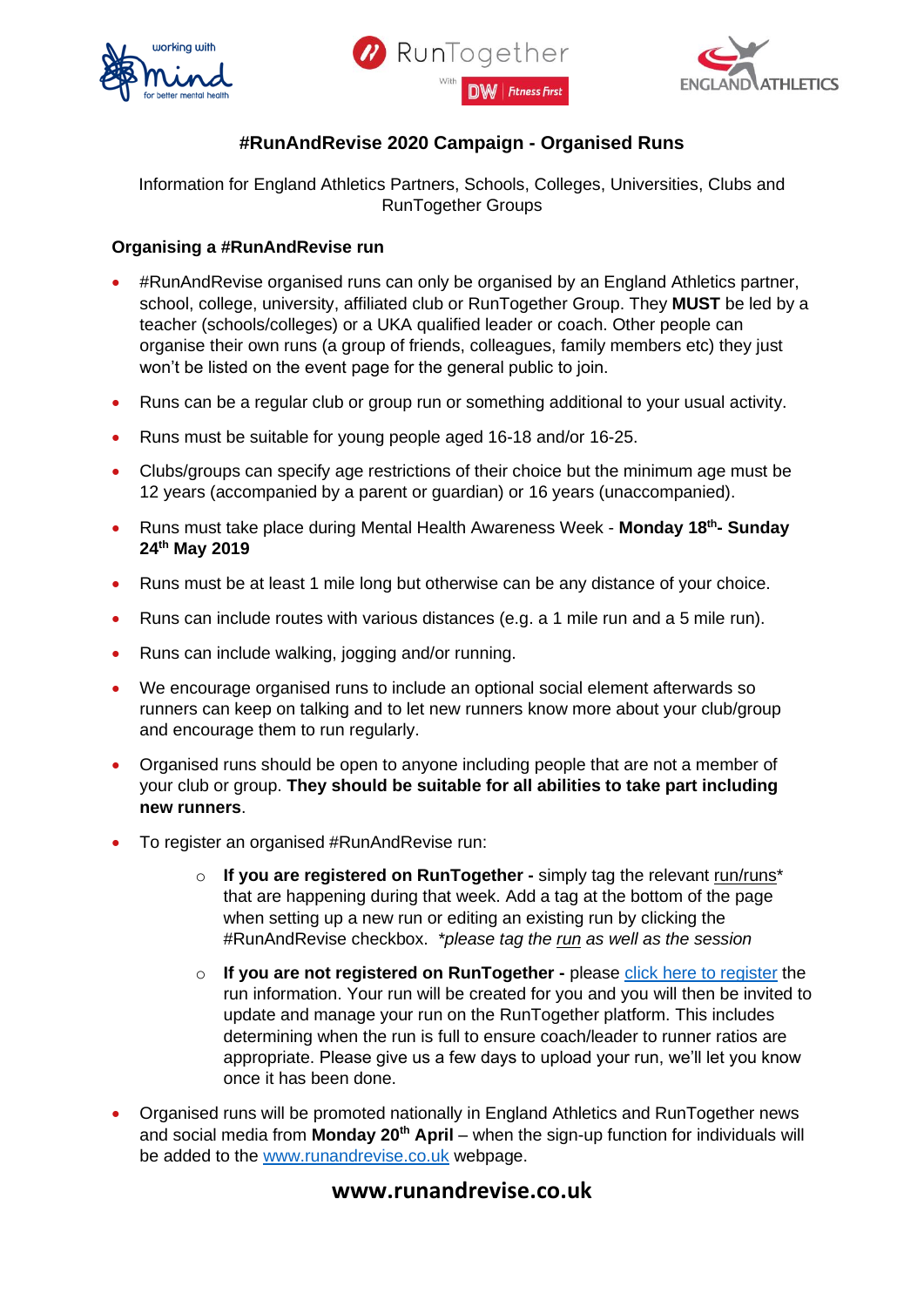# #RunAndRevise 2020 Campaign - Organised Runs

Information for England Athletics Partners, Schools, Colleges, Universities, Clubs and RunTogether Groups

### Organising a #RunAndRevise run

- #RunAndRevise organised runs can only be organised by an England Athletics partner, school, college, university, affiliated club or RunTogether Group. They **MUST** be led by a teacher (schools/colleges) or a UKA qualified leader or coach. Other people can organise their own runs (a group of friends, colleagues, family members etc) they just won't be listed on the event page for the general public to join.
- Runs can be a regular club or group run or something additional to your usual activity.
- Runs must be suitable for young people aged 16-18 and/or 16-25.
- Clubs/groups can specify age restrictions of their choice but the minimum age must be 12 years (accompanied by a parent or guardian) or 16 years (unaccompanied).
- Runs must take place during Mental Health Awareness Week - **Monday 18th- Sunday 24th May 2019**
- Runs must be at least 1 mile long but otherwise can be any distance of your choice.
- Runs can include routes with various distances (e.g. a 1 mile run and a 5 mile run).
- Runs can include walking, jogging and/or running.
- We encourage organised runs to include an optional social element afterwards so runners can keep on talking and to let new runners know more about your club/group and encourage them to run regularly.
- Organised runs should be open to anyone including people that are not a member of your club or group. **They should be suitable for all abilities to take part including new runners**.
- To register an organised #RunAndRevise run:
  - **If you are registered on RunTogether -** simply tag the relevant run/runs* that are happening during that week. Add a tag at the bottom of the page when setting up a new run or editing an existing run by clicking the #RunAndRevise checkbox. *\*please tag the run as well as the session*
  - **If you are not registered on RunTogether -** please [click here to register]() the run information. Your run will be created for you and you will then be invited to update and manage your run on the RunTogether platform. This includes determining when the run is full to ensure coach/leader to runner ratios are appropriate. Please give us a few days to upload your run, we'll let you know once it has been done.
- Organised runs will be promoted nationally in England Athletics and RunTogether news and social media from **Monday 20th April** – when the sign-up function for individuals will be added to the [www.runandrevise.co.uk](www.runandrevise.co.uk) webpage.

**www.runandrevise.co.uk**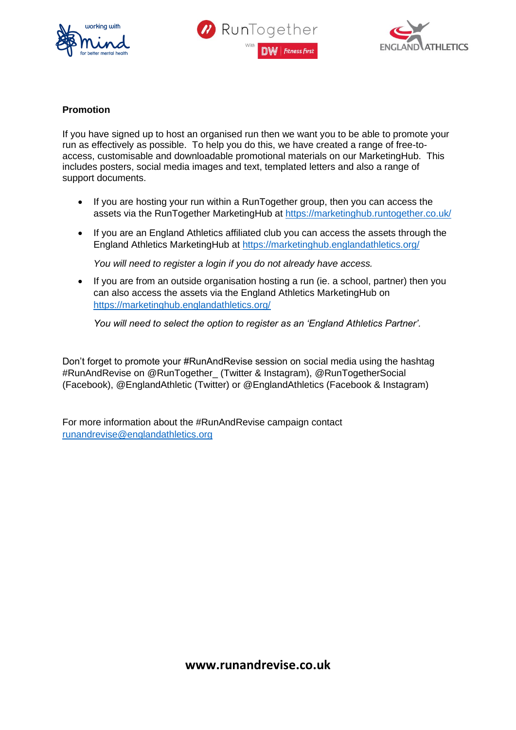**Promotion**

If you have signed up to host an organised run then we want you to be able to promote your run as effectively as possible. To help you do this, we have created a range of free-to-access, customisable and downloadable promotional materials on our MarketingHub. This includes posters, social media images and text, templated letters and also a range of support documents.

- If you are hosting your run within a RunTogether group, then you can access the assets via the RunTogether MarketingHub at https://marketinghub.runtogether.co.uk/
- If you are an England Athletics affiliated club you can access the assets through the England Athletics MarketingHub at https://marketinghub.englandathletics.org/

  *You will need to register a login if you do not already have access.*
- If you are from an outside organisation hosting a run (ie. a school, partner) then you can also access the assets via the England Athletics MarketingHub on https://marketinghub.englandathletics.org/

  *You will need to select the option to register as an 'England Athletics Partner'.*

Don't forget to promote your #RunAndRevise session on social media using the hashtag #RunAndRevise on @RunTogether_ (Twitter & Instagram), @RunTogetherSocial (Facebook), @EnglandAthletic (Twitter) or @EnglandAthletics (Facebook & Instagram)

For more information about the #RunAndRevise campaign contact runandrevise@englandathletics.org

**www.runandrevise.co.uk**